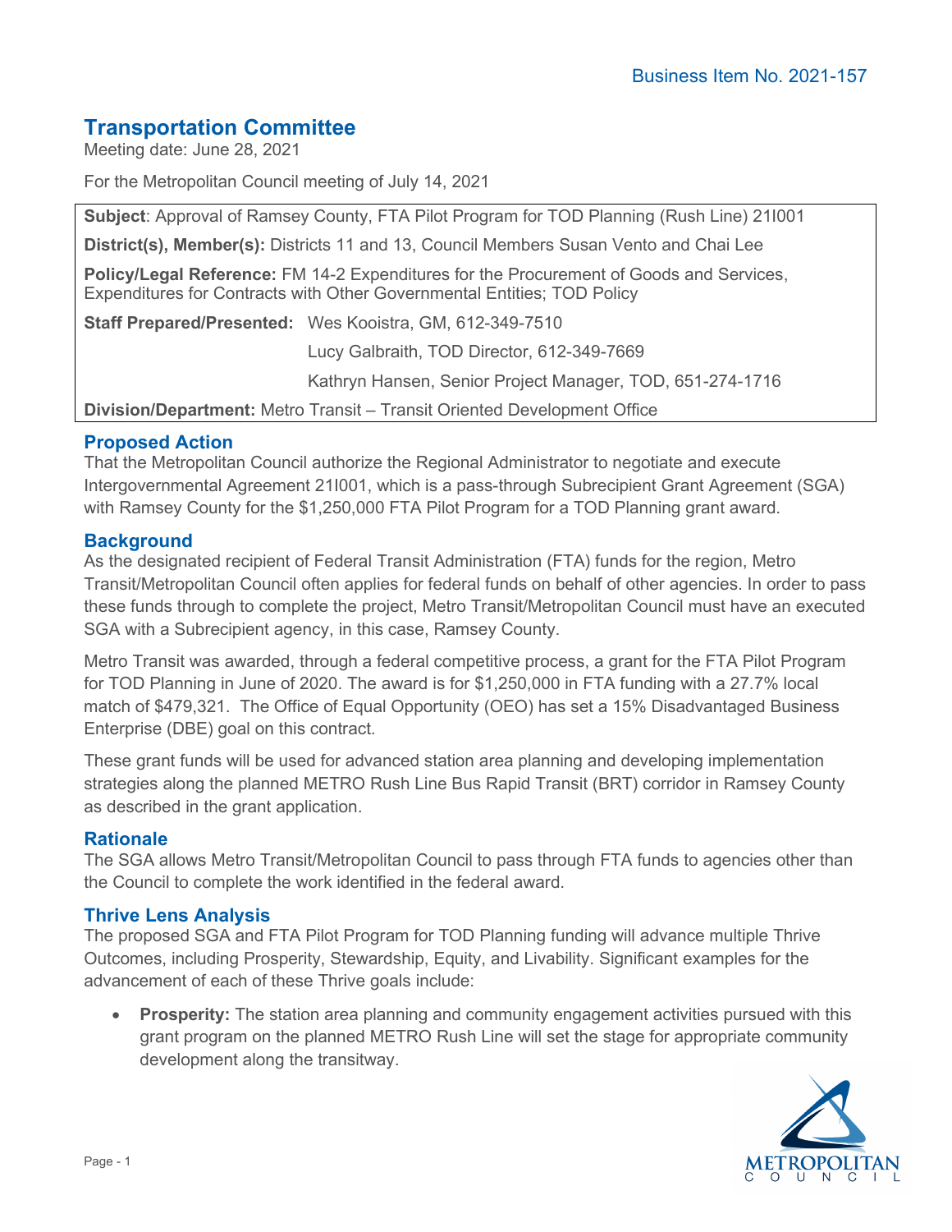Business Item No. 2021-157

# Transportation Committee

Meeting date: June 28, 2021

For the Metropolitan Council meeting of July 14, 2021

**Subject**: Approval of Ramsey County, FTA Pilot Program for TOD Planning (Rush Line) 21I001

**District(s), Member(s):** Districts 11 and 13, Council Members Susan Vento and Chai Lee

**Policy/Legal Reference:** FM 14-2 Expenditures for the Procurement of Goods and Services, Expenditures for Contracts with Other Governmental Entities; TOD Policy

**Staff Prepared/Presented:** Wes Kooistra, GM, 612-349-7510

Lucy Galbraith, TOD Director, 612-349-7669

Kathryn Hansen, Senior Project Manager, TOD, 651-274-1716

**Division/Department:** Metro Transit – Transit Oriented Development Office

## Proposed Action

That the Metropolitan Council authorize the Regional Administrator to negotiate and execute Intergovernmental Agreement 21I001, which is a pass-through Subrecipient Grant Agreement (SGA) with Ramsey County for the $1,250,000 FTA Pilot Program for a TOD Planning grant award.

## Background

As the designated recipient of Federal Transit Administration (FTA) funds for the region, Metro Transit/Metropolitan Council often applies for federal funds on behalf of other agencies. In order to pass these funds through to complete the project, Metro Transit/Metropolitan Council must have an executed SGA with a Subrecipient agency, in this case, Ramsey County.

Metro Transit was awarded, through a federal competitive process, a grant for the FTA Pilot Program for TOD Planning in June of 2020. The award is for $1,250,000 in FTA funding with a 27.7% local match of $479,321. The Office of Equal Opportunity (OEO) has set a 15% Disadvantaged Business Enterprise (DBE) goal on this contract.

These grant funds will be used for advanced station area planning and developing implementation strategies along the planned METRO Rush Line Bus Rapid Transit (BRT) corridor in Ramsey County as described in the grant application.

## Rationale

The SGA allows Metro Transit/Metropolitan Council to pass through FTA funds to agencies other than the Council to complete the work identified in the federal award.

## Thrive Lens Analysis

The proposed SGA and FTA Pilot Program for TOD Planning funding will advance multiple Thrive Outcomes, including Prosperity, Stewardship, Equity, and Livability. Significant examples for the advancement of each of these Thrive goals include:

- **Prosperity:** The station area planning and community engagement activities pursued with this grant program on the planned METRO Rush Line will set the stage for appropriate community development along the transitway.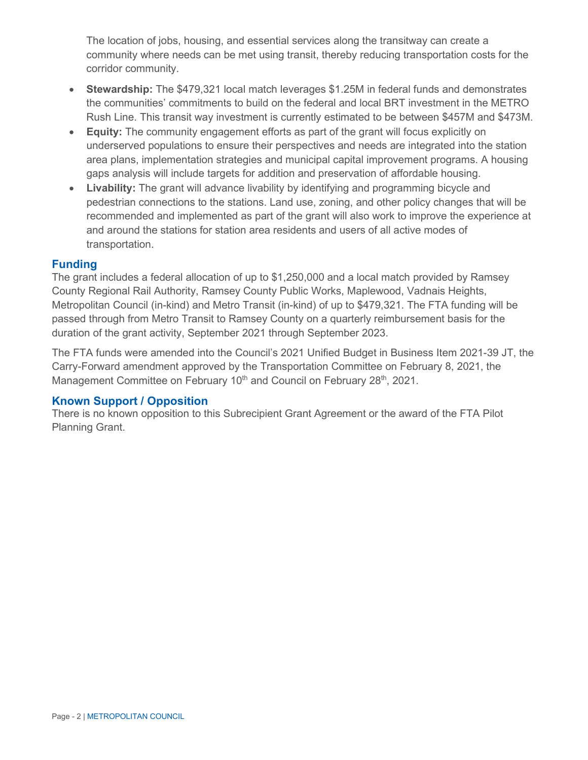The location of jobs, housing, and essential services along the transitway can create a community where needs can be met using transit, thereby reducing transportation costs for the corridor community.

- **Stewardship:** The $479,321 local match leverages $1.25M in federal funds and demonstrates the communities' commitments to build on the federal and local BRT investment in the METRO Rush Line. This transit way investment is currently estimated to be between $457M and $473M.
- **Equity:** The community engagement efforts as part of the grant will focus explicitly on underserved populations to ensure their perspectives and needs are integrated into the station area plans, implementation strategies and municipal capital improvement programs. A housing gaps analysis will include targets for addition and preservation of affordable housing.
- **Livability:** The grant will advance livability by identifying and programming bicycle and pedestrian connections to the stations. Land use, zoning, and other policy changes that will be recommended and implemented as part of the grant will also work to improve the experience at and around the stations for station area residents and users of all active modes of transportation.

## Funding

The grant includes a federal allocation of up to $1,250,000 and a local match provided by Ramsey County Regional Rail Authority, Ramsey County Public Works, Maplewood, Vadnais Heights, Metropolitan Council (in-kind) and Metro Transit (in-kind) of up to $479,321. The FTA funding will be passed through from Metro Transit to Ramsey County on a quarterly reimbursement basis for the duration of the grant activity, September 2021 through September 2023.

The FTA funds were amended into the Council's 2021 Unified Budget in Business Item 2021-39 JT, the Carry-Forward amendment approved by the Transportation Committee on February 8, 2021, the Management Committee on February 10th and Council on February 28th, 2021.

## Known Support / Opposition

There is no known opposition to this Subrecipient Grant Agreement or the award of the FTA Pilot Planning Grant.